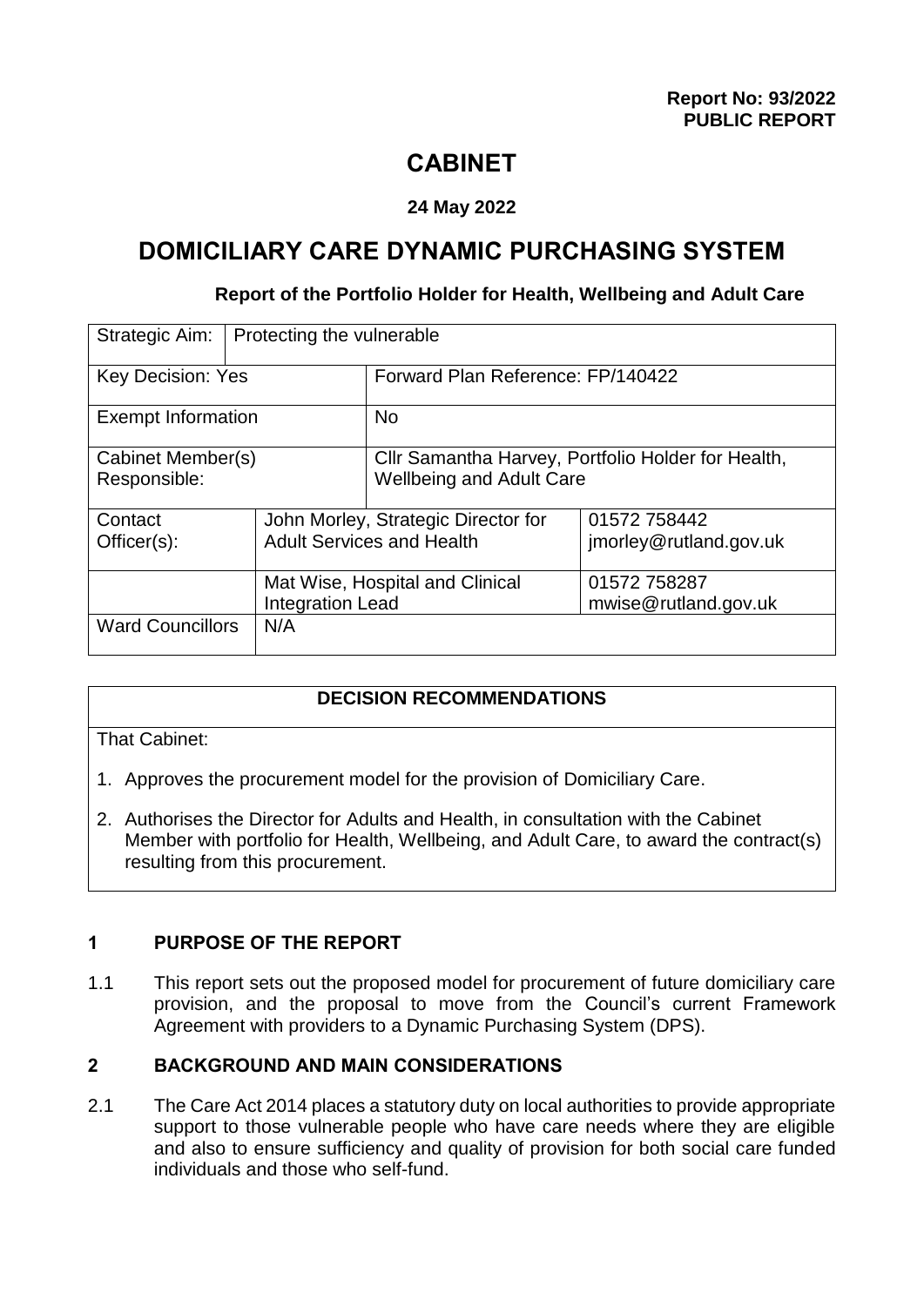**Report No: 93/2022**
**PUBLIC REPORT**

# CABINET

**24 May 2022**

# DOMICILIARY CARE DYNAMIC PURCHASING SYSTEM

**Report of the Portfolio Holder for Health, Wellbeing and Adult Care**

| Strategic Aim: | Protecting the vulnerable | | |
|---|---|---|---|
| Key Decision: Yes | | Forward Plan Reference: FP/140422 | |
| Exempt Information | | No | |
| Cabinet Member(s) Responsible: | | Cllr Samantha Harvey, Portfolio Holder for Health, Wellbeing and Adult Care | |
| Contact Officer(s): | John Morley, Strategic Director for Adult Services and Health | | 01572 758442 jmorley@rutland.gov.uk |
| | Mat Wise, Hospital and Clinical Integration Lead | | 01572 758287 mwise@rutland.gov.uk |
| Ward Councillors | N/A | | |

| DECISION RECOMMENDATIONS |
|---|
| That Cabinet:<br>1. Approves the procurement model for the provision of Domiciliary Care.<br>2. Authorises the Director for Adults and Health, in consultation with the Cabinet Member with portfolio for Health, Wellbeing, and Adult Care, to award the contract(s) resulting from this procurement. |

## 1 PURPOSE OF THE REPORT

1.1 This report sets out the proposed model for procurement of future domiciliary care provision, and the proposal to move from the Council's current Framework Agreement with providers to a Dynamic Purchasing System (DPS).

## 2 BACKGROUND AND MAIN CONSIDERATIONS

2.1 The Care Act 2014 places a statutory duty on local authorities to provide appropriate support to those vulnerable people who have care needs where they are eligible and also to ensure sufficiency and quality of provision for both social care funded individuals and those who self-fund.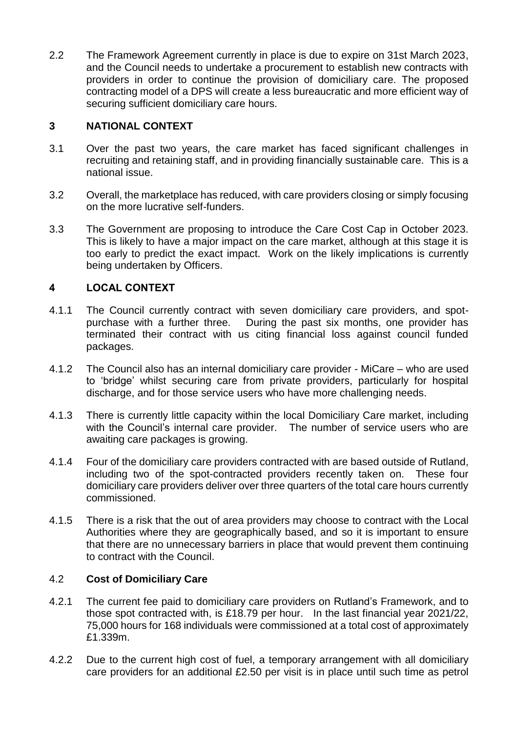2.2 The Framework Agreement currently in place is due to expire on 31st March 2023, and the Council needs to undertake a procurement to establish new contracts with providers in order to continue the provision of domiciliary care. The proposed contracting model of a DPS will create a less bureaucratic and more efficient way of securing sufficient domiciliary care hours.

## 3 NATIONAL CONTEXT

3.1 Over the past two years, the care market has faced significant challenges in recruiting and retaining staff, and in providing financially sustainable care. This is a national issue.

3.2 Overall, the marketplace has reduced, with care providers closing or simply focusing on the more lucrative self-funders.

3.3 The Government are proposing to introduce the Care Cost Cap in October 2023. This is likely to have a major impact on the care market, although at this stage it is too early to predict the exact impact. Work on the likely implications is currently being undertaken by Officers.

## 4 LOCAL CONTEXT

4.1.1 The Council currently contract with seven domiciliary care providers, and spot-purchase with a further three. During the past six months, one provider has terminated their contract with us citing financial loss against council funded packages.

4.1.2 The Council also has an internal domiciliary care provider - MiCare – who are used to 'bridge' whilst securing care from private providers, particularly for hospital discharge, and for those service users who have more challenging needs.

4.1.3 There is currently little capacity within the local Domiciliary Care market, including with the Council's internal care provider. The number of service users who are awaiting care packages is growing.

4.1.4 Four of the domiciliary care providers contracted with are based outside of Rutland, including two of the spot-contracted providers recently taken on. These four domiciliary care providers deliver over three quarters of the total care hours currently commissioned.

4.1.5 There is a risk that the out of area providers may choose to contract with the Local Authorities where they are geographically based, and so it is important to ensure that there are no unnecessary barriers in place that would prevent them continuing to contract with the Council.

### 4.2 Cost of Domiciliary Care

4.2.1 The current fee paid to domiciliary care providers on Rutland's Framework, and to those spot contracted with, is £18.79 per hour. In the last financial year 2021/22, 75,000 hours for 168 individuals were commissioned at a total cost of approximately £1.339m.

4.2.2 Due to the current high cost of fuel, a temporary arrangement with all domiciliary care providers for an additional £2.50 per visit is in place until such time as petrol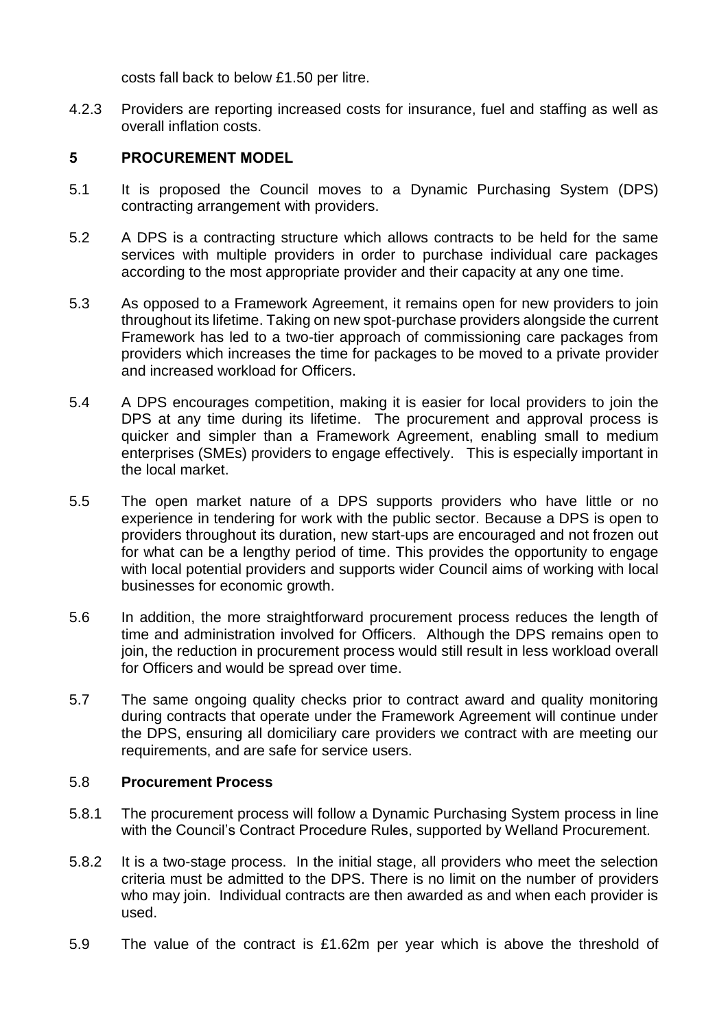costs fall back to below £1.50 per litre.

4.2.3 Providers are reporting increased costs for insurance, fuel and staffing as well as overall inflation costs.

## 5 PROCUREMENT MODEL

5.1 It is proposed the Council moves to a Dynamic Purchasing System (DPS) contracting arrangement with providers.

5.2 A DPS is a contracting structure which allows contracts to be held for the same services with multiple providers in order to purchase individual care packages according to the most appropriate provider and their capacity at any one time.

5.3 As opposed to a Framework Agreement, it remains open for new providers to join throughout its lifetime. Taking on new spot-purchase providers alongside the current Framework has led to a two-tier approach of commissioning care packages from providers which increases the time for packages to be moved to a private provider and increased workload for Officers.

5.4 A DPS encourages competition, making it is easier for local providers to join the DPS at any time during its lifetime. The procurement and approval process is quicker and simpler than a Framework Agreement, enabling small to medium enterprises (SMEs) providers to engage effectively. This is especially important in the local market.

5.5 The open market nature of a DPS supports providers who have little or no experience in tendering for work with the public sector. Because a DPS is open to providers throughout its duration, new start-ups are encouraged and not frozen out for what can be a lengthy period of time. This provides the opportunity to engage with local potential providers and supports wider Council aims of working with local businesses for economic growth.

5.6 In addition, the more straightforward procurement process reduces the length of time and administration involved for Officers. Although the DPS remains open to join, the reduction in procurement process would still result in less workload overall for Officers and would be spread over time.

5.7 The same ongoing quality checks prior to contract award and quality monitoring during contracts that operate under the Framework Agreement will continue under the DPS, ensuring all domiciliary care providers we contract with are meeting our requirements, and are safe for service users.

### 5.8 Procurement Process

5.8.1 The procurement process will follow a Dynamic Purchasing System process in line with the Council's Contract Procedure Rules, supported by Welland Procurement.

5.8.2 It is a two-stage process. In the initial stage, all providers who meet the selection criteria must be admitted to the DPS. There is no limit on the number of providers who may join. Individual contracts are then awarded as and when each provider is used.

5.9 The value of the contract is £1.62m per year which is above the threshold of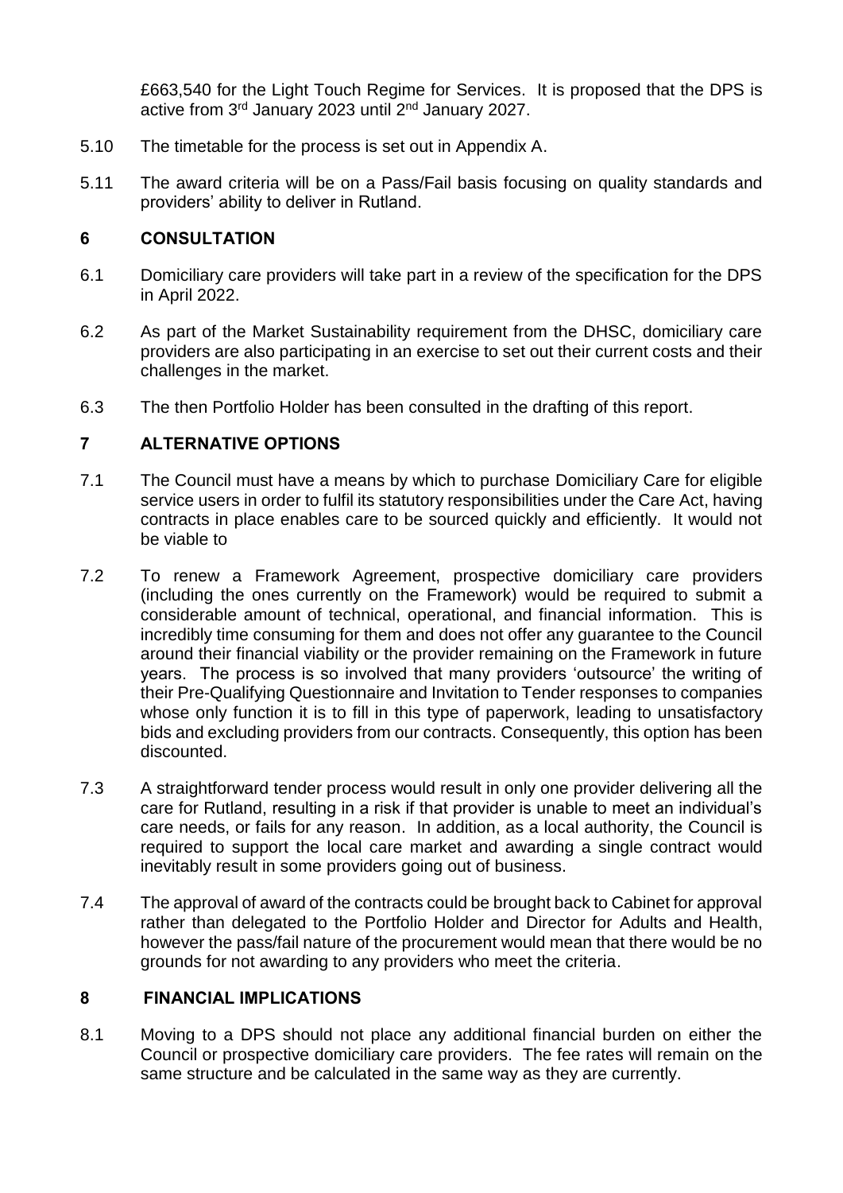£663,540 for the Light Touch Regime for Services. It is proposed that the DPS is active from 3rd January 2023 until 2nd January 2027.

5.10 The timetable for the process is set out in Appendix A.

5.11 The award criteria will be on a Pass/Fail basis focusing on quality standards and providers' ability to deliver in Rutland.

## 6 CONSULTATION

6.1 Domiciliary care providers will take part in a review of the specification for the DPS in April 2022.

6.2 As part of the Market Sustainability requirement from the DHSC, domiciliary care providers are also participating in an exercise to set out their current costs and their challenges in the market.

6.3 The then Portfolio Holder has been consulted in the drafting of this report.

## 7 ALTERNATIVE OPTIONS

7.1 The Council must have a means by which to purchase Domiciliary Care for eligible service users in order to fulfil its statutory responsibilities under the Care Act, having contracts in place enables care to be sourced quickly and efficiently. It would not be viable to

7.2 To renew a Framework Agreement, prospective domiciliary care providers (including the ones currently on the Framework) would be required to submit a considerable amount of technical, operational, and financial information. This is incredibly time consuming for them and does not offer any guarantee to the Council around their financial viability or the provider remaining on the Framework in future years. The process is so involved that many providers 'outsource' the writing of their Pre-Qualifying Questionnaire and Invitation to Tender responses to companies whose only function it is to fill in this type of paperwork, leading to unsatisfactory bids and excluding providers from our contracts. Consequently, this option has been discounted.

7.3 A straightforward tender process would result in only one provider delivering all the care for Rutland, resulting in a risk if that provider is unable to meet an individual's care needs, or fails for any reason. In addition, as a local authority, the Council is required to support the local care market and awarding a single contract would inevitably result in some providers going out of business.

7.4 The approval of award of the contracts could be brought back to Cabinet for approval rather than delegated to the Portfolio Holder and Director for Adults and Health, however the pass/fail nature of the procurement would mean that there would be no grounds for not awarding to any providers who meet the criteria.

## 8 FINANCIAL IMPLICATIONS

8.1 Moving to a DPS should not place any additional financial burden on either the Council or prospective domiciliary care providers. The fee rates will remain on the same structure and be calculated in the same way as they are currently.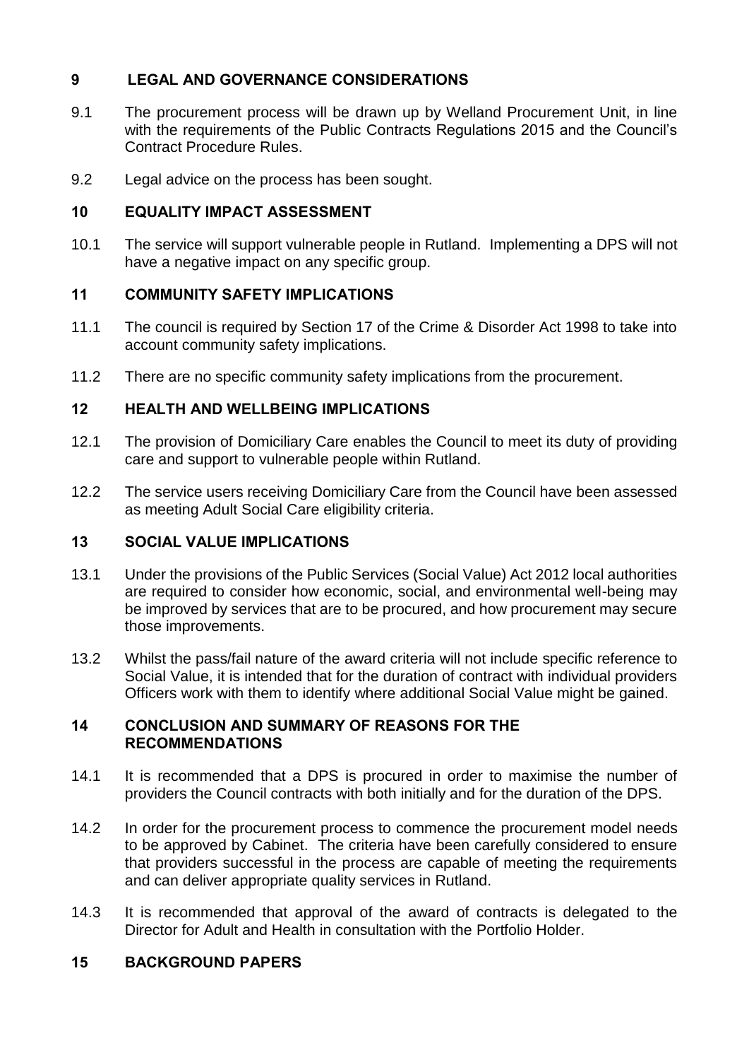## 9 LEGAL AND GOVERNANCE CONSIDERATIONS

9.1 The procurement process will be drawn up by Welland Procurement Unit, in line with the requirements of the Public Contracts Regulations 2015 and the Council's Contract Procedure Rules.

9.2 Legal advice on the process has been sought.

## 10 EQUALITY IMPACT ASSESSMENT

10.1 The service will support vulnerable people in Rutland. Implementing a DPS will not have a negative impact on any specific group.

## 11 COMMUNITY SAFETY IMPLICATIONS

11.1 The council is required by Section 17 of the Crime & Disorder Act 1998 to take into account community safety implications.

11.2 There are no specific community safety implications from the procurement.

## 12 HEALTH AND WELLBEING IMPLICATIONS

12.1 The provision of Domiciliary Care enables the Council to meet its duty of providing care and support to vulnerable people within Rutland.

12.2 The service users receiving Domiciliary Care from the Council have been assessed as meeting Adult Social Care eligibility criteria.

## 13 SOCIAL VALUE IMPLICATIONS

13.1 Under the provisions of the Public Services (Social Value) Act 2012 local authorities are required to consider how economic, social, and environmental well-being may be improved by services that are to be procured, and how procurement may secure those improvements.

13.2 Whilst the pass/fail nature of the award criteria will not include specific reference to Social Value, it is intended that for the duration of contract with individual providers Officers work with them to identify where additional Social Value might be gained.

## 14 CONCLUSION AND SUMMARY OF REASONS FOR THE RECOMMENDATIONS

14.1 It is recommended that a DPS is procured in order to maximise the number of providers the Council contracts with both initially and for the duration of the DPS.

14.2 In order for the procurement process to commence the procurement model needs to be approved by Cabinet. The criteria have been carefully considered to ensure that providers successful in the process are capable of meeting the requirements and can deliver appropriate quality services in Rutland.

14.3 It is recommended that approval of the award of contracts is delegated to the Director for Adult and Health in consultation with the Portfolio Holder.

## 15 BACKGROUND PAPERS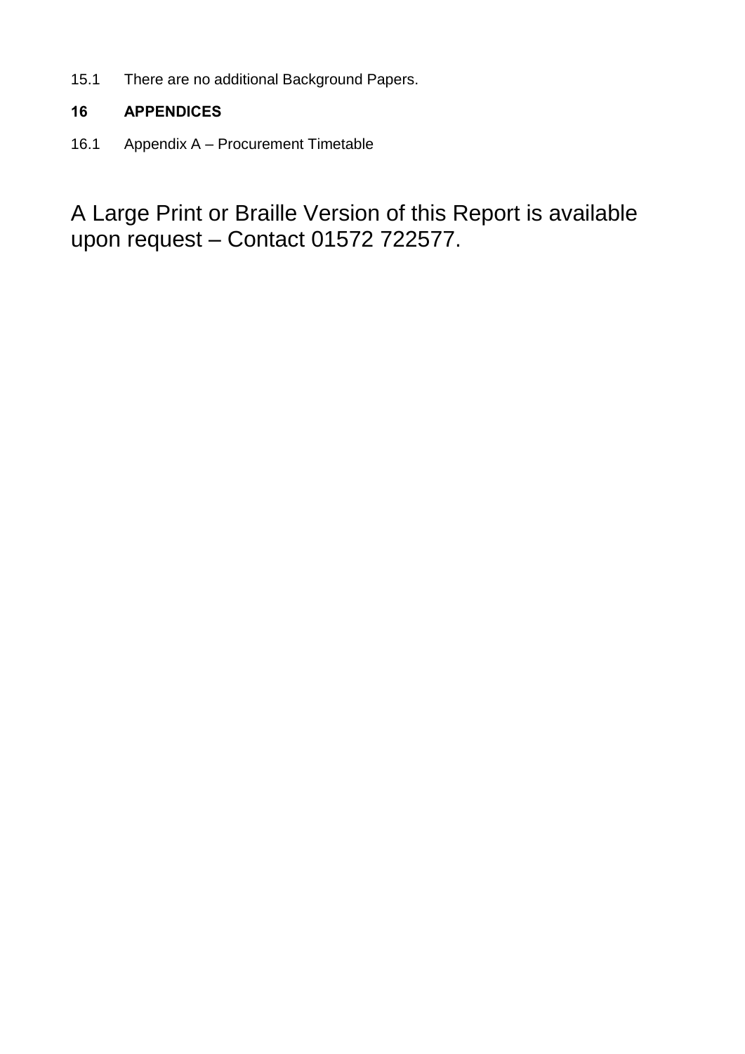15.1 There are no additional Background Papers.

## 16 APPENDICES

16.1 Appendix A – Procurement Timetable

A Large Print or Braille Version of this Report is available upon request – Contact 01572 722577.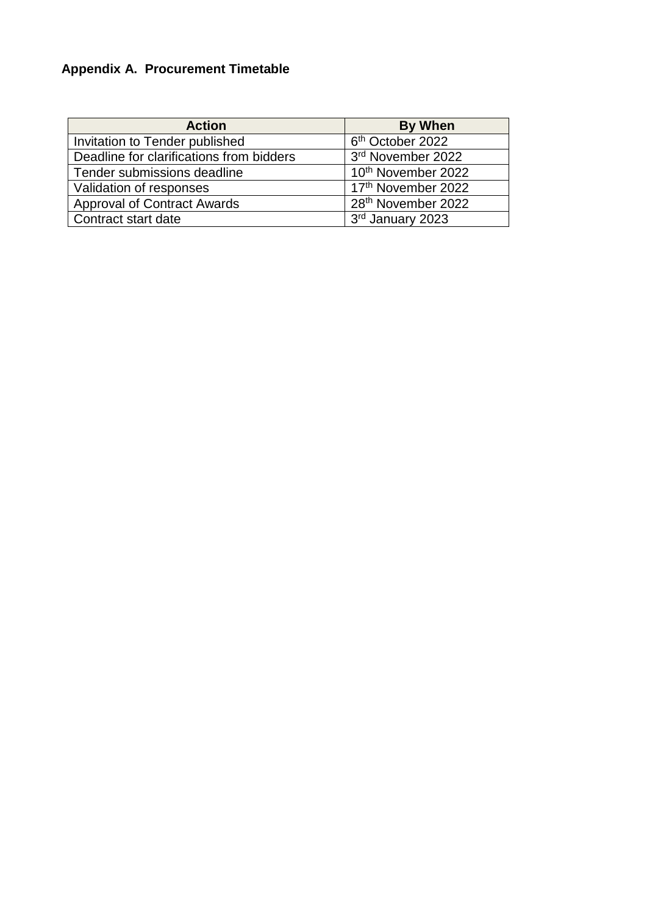## Appendix A. Procurement Timetable

| Action | By When |
| --- | --- |
| Invitation to Tender published | 6th October 2022 |
| Deadline for clarifications from bidders | 3rd November 2022 |
| Tender submissions deadline | 10th November 2022 |
| Validation of responses | 17th November 2022 |
| Approval of Contract Awards | 28th November 2022 |
| Contract start date | 3rd January 2023 |